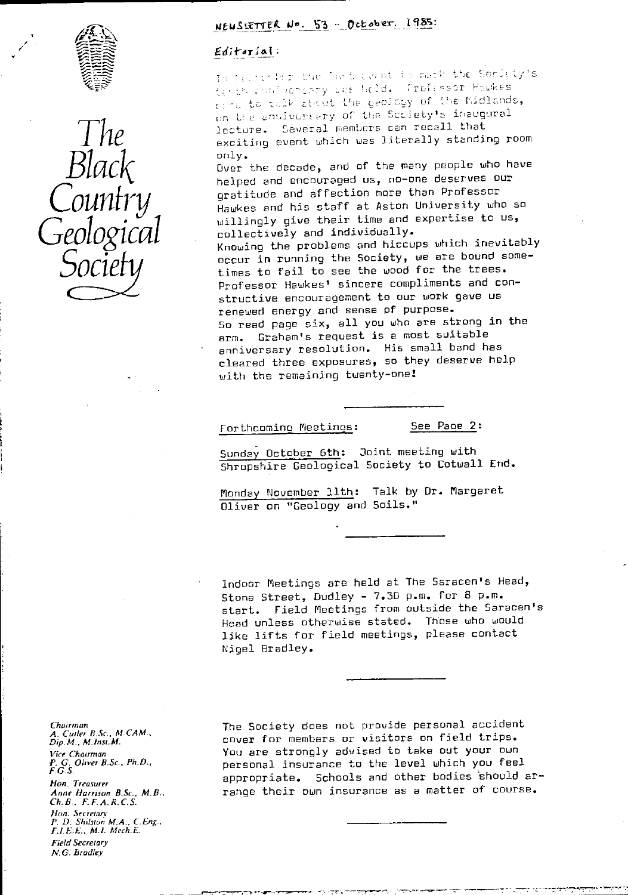# The Black Country Geological Society

## NEWSLETTER No. 53 - October 1985:

### Editorial:

In September the last event to mark the Society's tenth anniversary was held. Professor Hawkes came to talk about the geology of the Midlands, on the anniversary of the Society's inaugural lecture. Several members can recall that exciting event which was literally standing room only.

Over the decade, and of the many people who have helped and encouraged us, no-one deserves our gratitude and affection more than Professor Hawkes and his staff at Aston University who so willingly give their time and expertise to us, collectively and individually.

Knowing the problems and hiccups which inevitably occur in running the Society, we are bound sometimes to fail to see the wood for the trees. Professor Hawkes' sincere compliments and constructive encouragement to our work gave us renewed energy and sense of purpose.

So read page six, all you who are strong in the arm. Graham's request is a most suitable anniversary resolution. His small band has cleared three exposures, so they deserve help with the remaining twenty-one!

---

Forthcoming Meetings: See Page 2:

Sunday October 6th: Joint meeting with Shropshire Geological Society to Cotwall End.

Monday November 11th: Talk by Dr. Margaret Oliver on "Geology and Soils."

---

Indoor Meetings are held at The Saracen's Head, Stone Street, Dudley - 7.30 p.m. for 8 p.m. start. Field Meetings from outside the Saracen's Head unless otherwise stated. Those who would like lifts for field meetings, please contact Nigel Bradley.

---

The Society does not provide personal accident cover for members or visitors on field trips. You are strongly advised to take out your own personal insurance to the level which you feel appropriate. Schools and other bodies should arrange their own insurance as a matter of course.

---

*Chairman*
A. Cutler B.Sc., M.CAM., Dip.M., M.Inst.M.

*Vice Chairman*
P. G. Oliver B.Sc., Ph.D., F.G.S.

*Hon. Treasurer*
Anne Harrison B.Sc., M.B., Ch.B., F.F.A.R.C.S.

*Hon. Secretary*
P. D. Shilston M.A., C.Eng., F.I.E.E., M.I. Mech.E.

*Field Secretary*
N.G. Bradley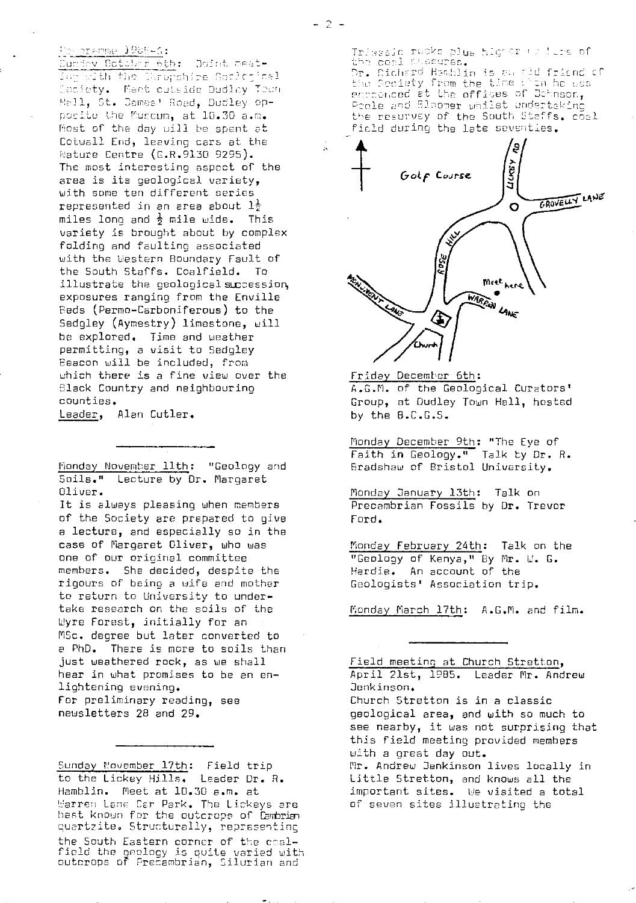Programme 1985-6:

Sunday October 6th: Joint meeting with the Shropshire Geological Society. Meet outside Dudley Town Hall, St. James' Road, Dudley opposite the Museum, at 10.30 a.m. Most of the day will be spent at Cotwall End, leaving cars at the Nature Centre (G.R.9130 9295). The most interesting aspect of the area is its geological variety, with some ten different series represented in an area about 1½ miles long and ½ mile wide. This variety is brought about by complex folding and faulting associated with the Western Boundary Fault of the South Staffs. Coalfield. To illustrate the geological succession, exposures ranging from the Enville Beds (Permo-Carboniferous) to the Sedgley (Aymestry) limestone, will be explored. Time and weather permitting, a visit to Sedgley Beacon will be included, from which there is a fine view over the Black Country and neighbouring counties.
Leader, Alan Cutler.

---

Monday November 11th: "Geology and Soils." Lecture by Dr. Margaret Oliver.
It is always pleasing when members of the Society are prepared to give a lecture, and especially so in the case of Margaret Oliver, who was one of our original committee members. She decided, despite the rigours of being a wife and mother to return to University to undertake research on the soils of the Wyre Forest, initially for an MSc. degree but later converted to a PhD. There is more to soils than just weathered rock, as we shall hear in what promises to be an enlightening evening.
For preliminary reading, see newsletters 28 and 29.

---

Sunday November 17th: Field trip to the Lickey Hills. Leader Dr. R. Hamblin. Meet at 10.30 a.m. at Warren Lane Car Park. The Lickeys are best known for the outcrops of Cambrian quartzite. Structurally, representing the South Eastern corner of the coalfield the geology is quite varied with outcrops of Precambrian, Silurian and Triassic rocks plus higher strata of the coal measures.
Dr. Richard Hamblin is an old friend of the Society from the time when he was ensconced at the offices of Johnson, Poole and Bloomer whilst undertaking the resurvey of the South Staffs. coal field during the late seventies.

[Map: Golf Course; Lickey Rd; Grovelly Lane; Rose Hill; Monument Lane; Warren Lane; Church; "Meet here"]

Friday December 6th: A.G.M. of the Geological Curators' Group, at Dudley Town Hall, hosted by the B.C.G.S.

Monday December 9th: "The Eye of Faith in Geology." Talk by Dr. R. Bradshaw of Bristol University.

Monday January 13th: Talk on Precambrian Fossils by Dr. Trevor Ford.

Monday February 24th: Talk on the "Geology of Kenya," By Mr. W. G. Hardie. An account of the Geologists' Association trip.

Monday March 17th: A.G.M. and film.

---

Field meeting at Church Stretton, April 21st, 1985. Leader Mr. Andrew Jenkinson.
Church Stretton is in a classic geological area, and with so much to see nearby, it was not surprising that this field meeting provided members with a great day out.
Mr. Andrew Jenkinson lives locally in Little Stretton, and knows all the important sites. We visited a total of seven sites illustrating the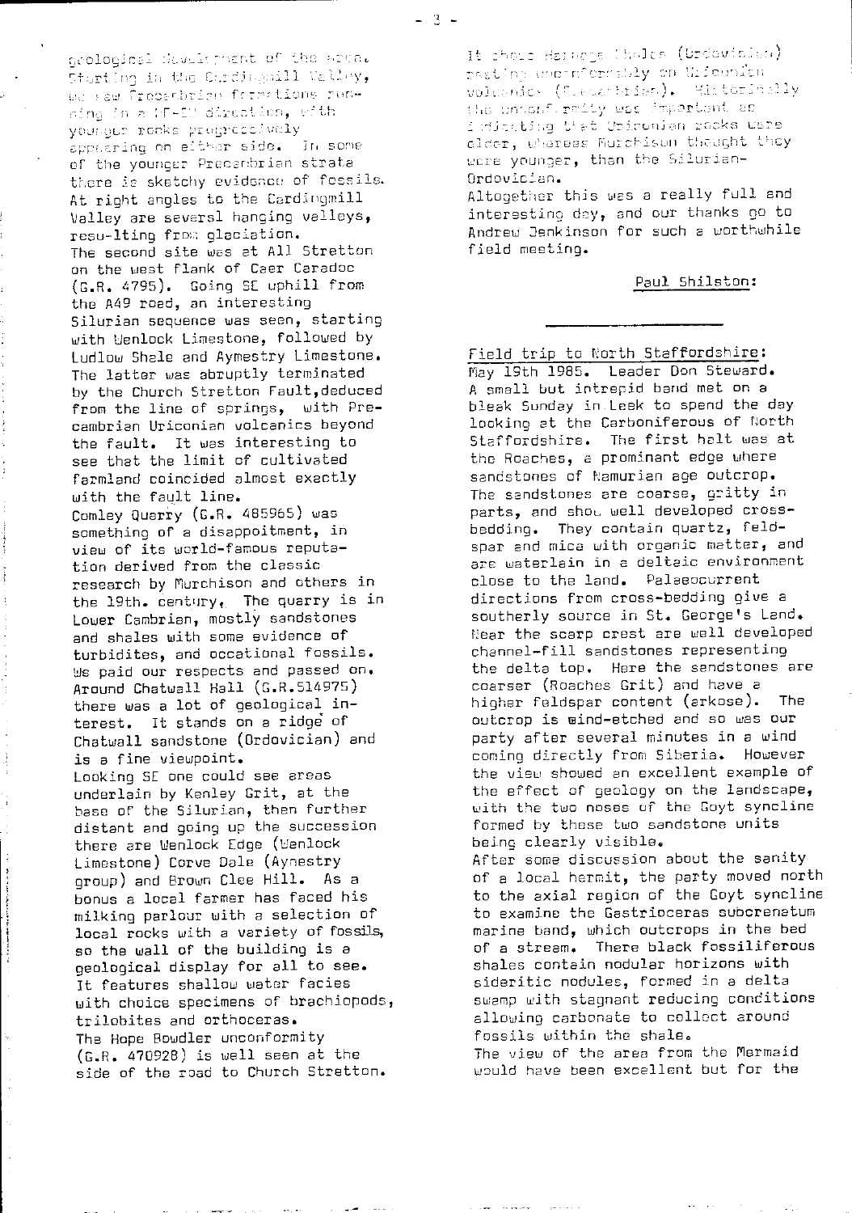geological development of the area. Starting in the Cardingmill Valley, we saw Precambrian formations running in a NE-SW direction, with younger rocks progressively appearing on either side. In some of the younger Precambrian strata there is sketchy evidence of fossils. At right angles to the Cardingmill Valley are several hanging valleys, resu-lting from glaciation.

The second site was at All Stretton on the west flank of Caer Caradoc (G.R. 4795). Going SE uphill from the A49 road, an interesting Silurian sequence was seen, starting with Wenlock Limestone, followed by Ludlow Shale and Aymestry Limestone. The latter was abruptly terminated by the Church Stretton Fault, deduced from the line of springs, with Precambrian Uriconian volcanics beyond the fault. It was interesting to see that the limit of cultivated farmland coincided almost exactly with the fault line.

Comley Quarry (G.R. 485965) was something of a disappointment, in view of its world-famous reputation derived from the classic research by Murchison and others in the 19th. century. The quarry is in Lower Cambrian, mostly sandstones and shales with some evidence of turbidites, and occational fossils. We paid our respects and passed on.

Around Chatwall Hall (G.R.514975) there was a lot of geological interest. It stands on a ridge of Chatwall sandstone (Ordovician) and is a fine viewpoint.

Looking SE one could see areas underlain by Kenley Grit, at the base of the Silurian, then further distant and going up the succession there are Wenlock Edge (Wenlock Limestone) Corve Dale (Aymestry group) and Brown Clee Hill. As a bonus a local farmer has faced his milking parlour with a selection of local rocks with a variety of fossils, so the wall of the building is a geological display for all to see. It features shallow water facies with choice specimens of brachiopods, trilobites and orthoceras.

The Hope Bowdler unconformity (G.R. 470928) is well seen at the side of the road to Church Stretton. It shows Harnage Shales (Ordovician) resting unconformably on Uriconian volcanics (Precambrian). Historically the unconformity was important as indicating that Uriconian rocks were older, whereas Murchison thought they were younger, than the Silurian-Ordovician.

Altogether this was a really full and interesting day, and our thanks go to Andrew Jenkinson for such a worthwhile field meeting.

Paul Shilston:

---

Field trip to North Staffordshire:

May 19th 1985. Leader Don Steward.

A small but intrepid band met on a bleak Sunday in Leek to spend the day looking at the Carboniferous of North Staffordshire. The first halt was at the Roaches, a prominant edge where sandstones of Namurian age outcrop. The sandstones are coarse, gritty in parts, and show well developed cross-bedding. They contain quartz, feldspar and mica with organic matter, and are waterlain in a deltaic environment close to the land. Palaeocurrent directions from cross-bedding give a southerly source in St. George's Land. Near the scarp crest are well developed channel-fill sandstones representing the delta top. Here the sandstones are coarser (Roaches Grit) and have a higher feldspar content (arkose). The outcrop is wind-etched and so was our party after several minutes in a wind coming directly from Siberia. However the view showed an excellent example of the effect of geology on the landscape, with the two noses of the Goyt syncline formed by these two sandstone units being clearly visible.

After some discussion about the sanity of a local hermit, the party moved north to the axial region of the Goyt syncline to examine the Gastrioceras subcrenatum marine band, which outcrops in the bed of a stream. There black fossiliferous shales contain nodular horizons with sideritic nodules, formed in a delta swamp with stagnant reducing conditions allowing carbonate to collect around fossils within the shale.

The view of the area from the Mermaid would have been excellent but for the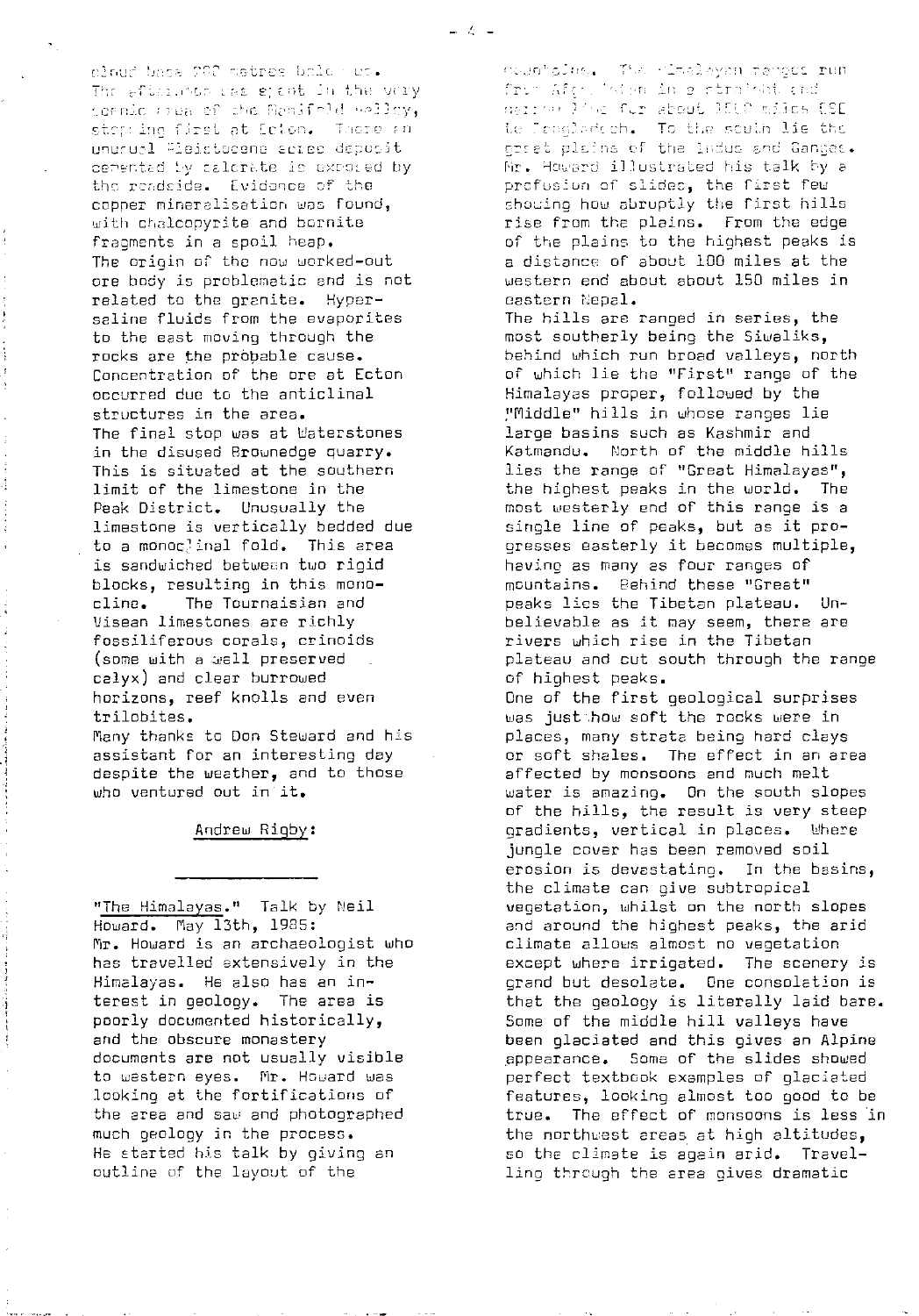cloud base 200 metres below us.
The afternoon was spent in the very scenic area of the Manifold valley, stopping first at Ecton. There an unusual Pleistocene scree deposit cemented by calcrete is exposed by the roadside. Evidence of the copper mineralisation was found, with chalcopyrite and bornite fragments in a spoil heap.
The origin of the now worked-out ore body is problematic and is not related to the granite. Hypersaline fluids from the evaporites to the east moving through the rocks are the probable cause. Concentration of the ore at Ecton occurred due to the anticlinal structures in the area.
The final stop was at Waterstones in the disused Brownedge quarry. This is situated at the southern limit of the limestone in the Peak District. Unusually the limestone is vertically bedded due to a monoclinal fold. This area is sandwiched between two rigid blocks, resulting in this monocline. The Tournaisian and Visean limestones are richly fossiliferous corals, crinoids (some with a well preserved calyx) and clear burrowed horizons, reef knolls and even trilobites.
Many thanks to Don Steward and his assistant for an interesting day despite the weather, and to those who ventured out in it.

Andrew Rigby:

---

"The Himalayas." Talk by Neil Howard. May 13th, 1985:
Mr. Howard is an archaeologist who has travelled extensively in the Himalayas. He also has an interest in geology. The area is poorly documented historically, and the obscure monastery documents are not usually visible to western eyes. Mr. Howard was looking at the fortifications of the area and saw and photographed much geology in the process.
He started his talk by giving an outline of the layout of the mountains. The Himalayan ranges run from Afghanistan in a straight and narrow line for about 1500 miles ESE to Bangladesh. To the south lie the great plains of the Indus and Ganges. Mr. Howard illustrated his talk by a profusion of slides, the first few showing how abruptly the first hills rise from the plains. From the edge of the plains to the highest peaks is a distance of about 100 miles at the western end about about 150 miles in eastern Nepal.
The hills are ranged in series, the most southerly being the Siwaliks, behind which run broad valleys, north of which lie the "First" range of the Himalayas proper, followed by the "Middle" hills in whose ranges lie large basins such as Kashmir and Katmandu. North of the middle hills lies the range of "Great Himalayas", the highest peaks in the world. The most westerly end of this range is a single line of peaks, but as it progresses easterly it becomes multiple, having as many as four ranges of mountains. Behind these "Great" peaks lies the Tibetan plateau. Unbelievable as it may seem, there are rivers which rise in the Tibetan plateau and cut south through the range of highest peaks.
One of the first geological surprises was just how soft the rocks were in places, many strata being hard clays or soft shales. The effect in an area affected by monsoons and much melt water is amazing. On the south slopes of the hills, the result is very steep gradients, vertical in places. Where jungle cover has been removed soil erosion is devastating. In the basins, the climate can give subtropical vegetation, whilst on the north slopes and around the highest peaks, the arid climate allows almost no vegetation except where irrigated. The scenery is grand but desolate. One consolation is that the geology is literally laid bare. Some of the middle hill valleys have been glaciated and this gives an Alpine appearance. Some of the slides showed perfect textbook examples of glaciated features, looking almost too good to be true. The effect of monsoons is less in the northwest areas at high altitudes, so the climate is again arid. Travelling through the area gives dramatic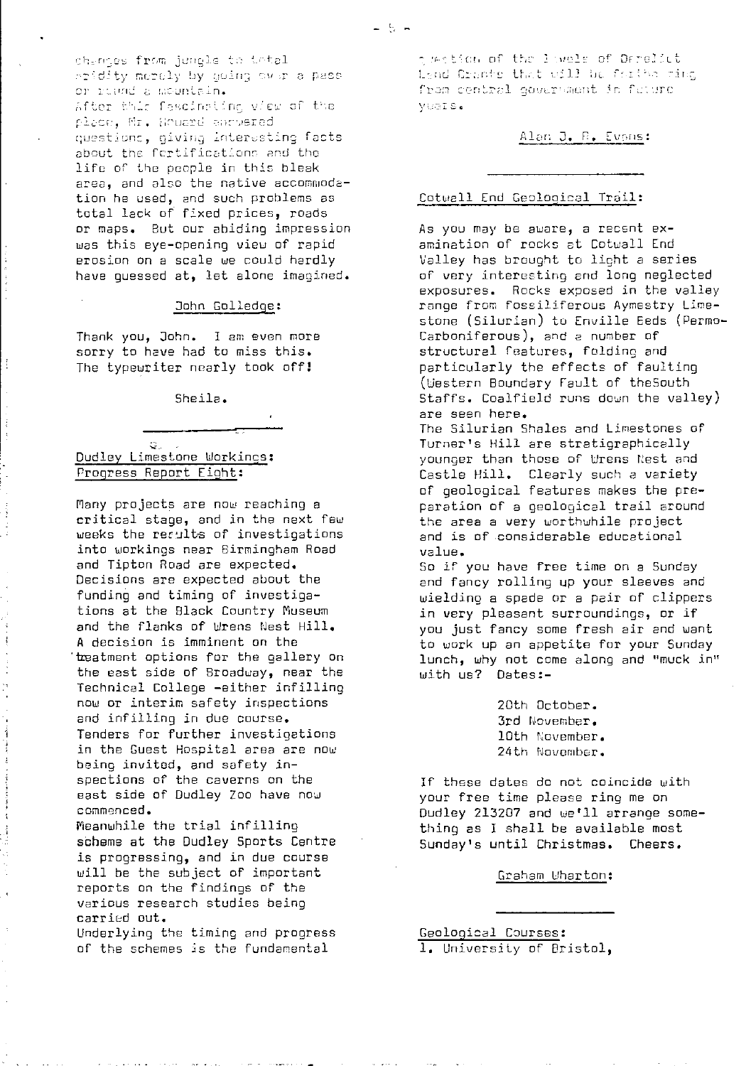changes from jungle to total aridity merely by going over a pass or round a mountain.
After this fascinating view of the place, Mr. Howard answered questions, giving interesting facts about the fortifications and the life of the people in this bleak area, and also the native accommodation he used, and such problems as total lack of fixed prices, roads or maps. But our abiding impression was this eye-opening view of rapid erosion on a scale we could hardly have guessed at, let alone imagined.

John Golledge:

Thank you, John. I am even more sorry to have had to miss this. The typewriter nearly took off!

Sheila.

---

## Dudley Limestone Workings: Progress Report Eight:

Many projects are now reaching a critical stage, and in the next few weeks the results of investigations into workings near Birmingham Road and Tipton Road are expected. Decisions are expected about the funding and timing of investigations at the Black Country Museum and the flanks of Wrens Nest Hill. A decision is imminent on the treatment options for the gallery on the east side of Broadway, near the Technical College -either infilling now or interim safety inspections and infilling in due course. Tenders for further investigations in the Guest Hospital area are now being invited, and safety inspections of the caverns on the east side of Dudley Zoo have now commenced.
Meanwhile the trial infilling scheme at the Dudley Sports Centre is progressing, and in due course will be the subject of important reports on the findings of the various research studies being carried out.
Underlying the timing and progress of the schemes is the fundamental question of the levels of Derelict Land Grants that will be forthcoming from central government in future years.

Alan J. R. Evans:

---

## Cotwall End Geological Trail:

As you may be aware, a recent examination of rocks at Cotwall End Valley has brought to light a series of very interesting and long neglected exposures. Rocks exposed in the valley range from fossiliferous Aymestry Limestone (Silurian) to Enville Beds (Permo-Carboniferous), and a number of structural features, folding and particularly the effects of faulting (Western Boundary Fault of theSouth Staffs. Coalfield runs down the valley) are seen here.
The Silurian Shales and Limestones of Turner's Hill are stratigraphically younger than those of Wrens Nest and Castle Hill. Clearly such a variety of geological features makes the preparation of a geological trail around the area a very worthwhile project and is of considerable educational value.
So if you have free time on a Sunday and fancy rolling up your sleeves and wielding a spade or a pair of clippers in very pleasant surroundings, or if you just fancy some fresh air and want to work up an appetite for your Sunday lunch, why not come along and "muck in" with us? Dates:-

20th October.
3rd November.
10th November.
24th November.

If these dates do not coincide with your free time please ring me on Dudley 213207 and we'll arrange something as I shall be available most Sunday's until Christmas. Cheers.

Graham Wharton:

---

## Geological Courses:

1. University of Bristol,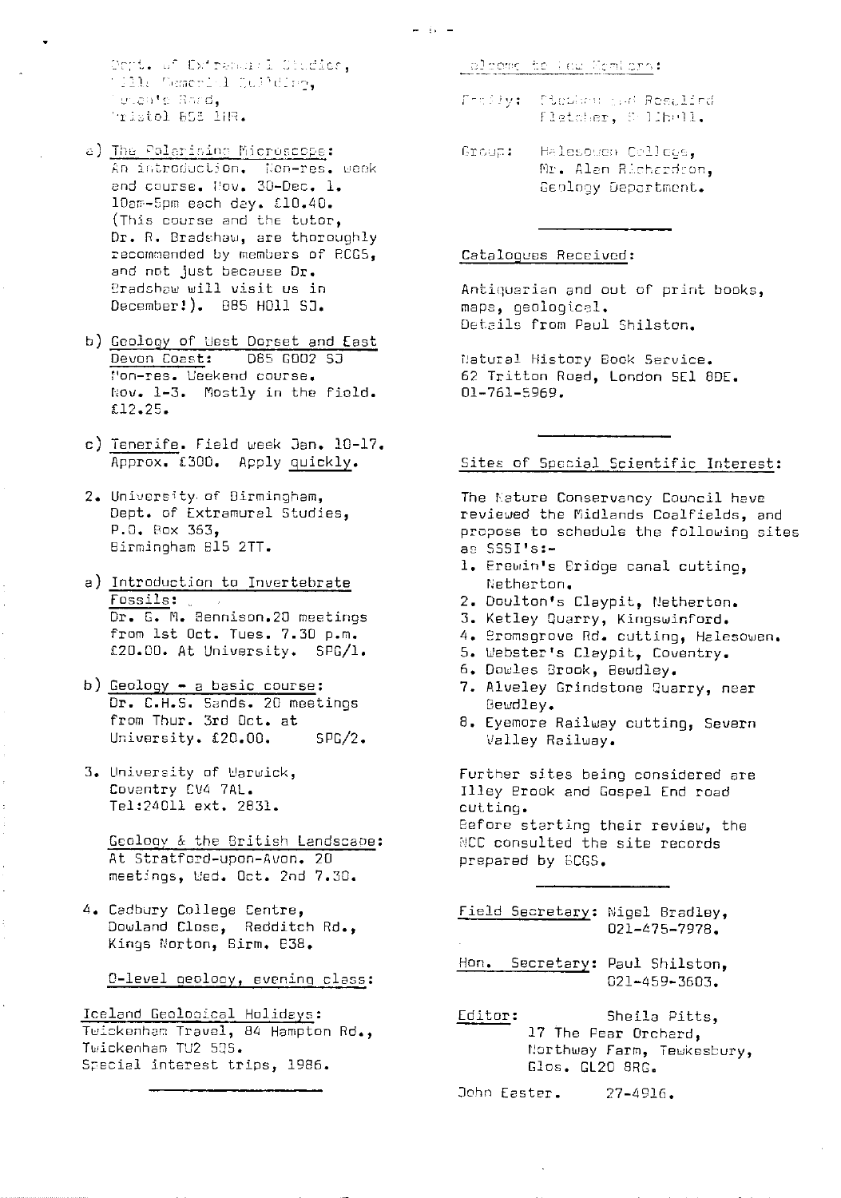Dept. of Extramural Studies,
Wills Memorial Building,
Queen's Road,
Bristol BS8 1HR.

a) The Polarising Microscope:
An introduction. Non-res. week end course. Nov. 30-Dec. 1. 10am-5pm each day. £10.40. (This course and the tutor, Dr. R. Bradshaw, are thoroughly recommended by members of BCGS, and not just because Dr. Bradshaw will visit us in December!). 885 H011 SJ.

b) Geology of West Dorset and East Devon Coast: 085 G002 SJ
Non-res. Weekend course. Nov. 1-3. Mostly in the field. £12.25.

c) Tenerife. Field week Jan. 10-17. Approx. £300. Apply quickly.

2. University of Birmingham,
Dept. of Extramural Studies,
P.O. Box 363,
Birmingham B15 2TT.

a) Introduction to Invertebrate Fossils:
Dr. G. M. Bennison. 20 meetings from 1st Oct. Tues. 7.30 p.m. £20.00. At University. SPG/1.

b) Geology - a basic course:
Dr. C.H.S. Sands. 20 meetings from Thur. 3rd Oct. at University. £20.00. SPG/2.

3. University of Warwick,
Coventry CV4 7AL.
Tel:24011 ext. 2831.

Geology & the British Landscape:
At Stratford-upon-Avon. 20 meetings, Wed. Oct. 2nd 7.30.

4. Cadbury College Centre,
Dowland Close, Redditch Rd.,
Kings Norton, Birm. B38.

O-level geology, evening class:

Iceland Geological Holidays:
Twickenham Travel, 84 Hampton Rd.,
Twickenham TW2 5QS.
Special interest trips, 1986.

---

Welcome to New Members:

Family: Stephen and Rosalind Fletcher, Solihull.

Group: Halesowen College, Mr. Alan Richardson, Geology Department.

---

Catalogues Received:

Antiquarian and out of print books, maps, geological.
Details from Paul Shilston.

Natural History Book Service.
62 Tritton Road, London SE1 8DE.
01-761-5969.

---

Sites of Special Scientific Interest:

The Nature Conservancy Council have reviewed the Midlands Coalfields, and propose to schedule the following sites as SSSI's:-

1. Brewin's Bridge canal cutting, Netherton.
2. Doulton's Claypit, Netherton.
3. Ketley Quarry, Kingswinford.
4. Bromsgrove Rd. cutting, Halesowen.
5. Webster's Claypit, Coventry.
6. Dowles Brook, Bewdley.
7. Alveley Grindstone Quarry, near Bewdley.
8. Eyemore Railway cutting, Severn Valley Railway.

Further sites being considered are Illey Brook and Gospel End road cutting.
Before starting their review, the NCC consulted the site records prepared by BCGS.

---

Field Secretary: Nigel Bradley, 021-475-7978.

Hon. Secretary: Paul Shilston, 021-459-3603.

Editor: Sheila Pitts,
17 The Pear Orchard,
Northway Farm, Tewkesbury,
Glos. GL20 8RG.

John Easter. 27-4916.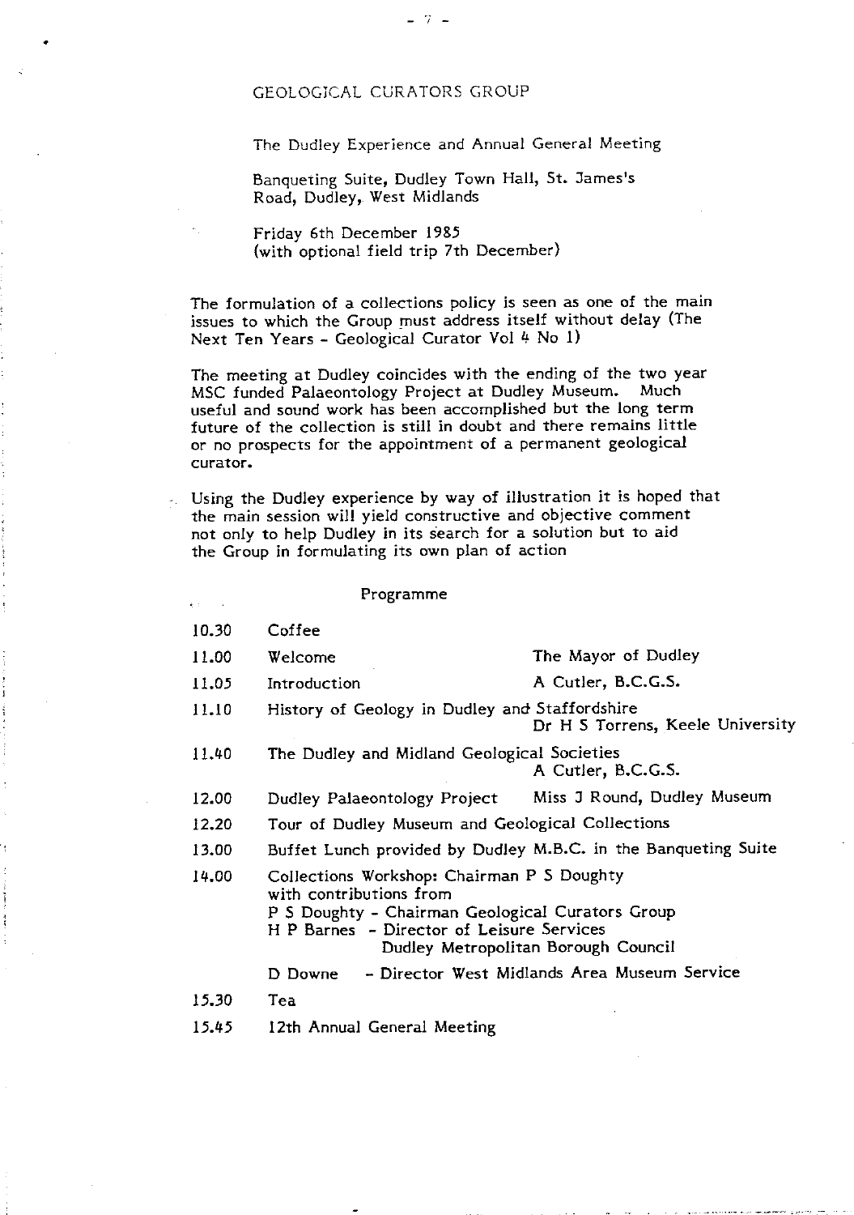# GEOLOGICAL CURATORS GROUP

The Dudley Experience and Annual General Meeting

Banqueting Suite, Dudley Town Hall, St. James's Road, Dudley, West Midlands

Friday 6th December 1985
(with optional field trip 7th December)

The formulation of a collections policy is seen as one of the main issues to which the Group must address itself without delay (The Next Ten Years - Geological Curator Vol 4 No 1)

The meeting at Dudley coincides with the ending of the two year MSC funded Palaeontology Project at Dudley Museum. Much useful and sound work has been accomplished but the long term future of the collection is still in doubt and there remains little or no prospects for the appointment of a permanent geological curator.

Using the Dudley experience by way of illustration it is hoped that the main session will yield constructive and objective comment not only to help Dudley in its search for a solution but to aid the Group in formulating its own plan of action

## Programme

| | | |
|---|---|---|
| 10.30 | Coffee | |
| 11.00 | Welcome | The Mayor of Dudley |
| 11.05 | Introduction | A Cutler, B.C.G.S. |
| 11.10 | History of Geology in Dudley and Staffordshire | Dr H S Torrens, Keele University |
| 11.40 | The Dudley and Midland Geological Societies | A Cutler, B.C.G.S. |
| 12.00 | Dudley Palaeontology Project | Miss J Round, Dudley Museum |
| 12.20 | Tour of Dudley Museum and Geological Collections | |
| 13.00 | Buffet Lunch provided by Dudley M.B.C. in the Banqueting Suite | |
| 14.00 | Collections Workshop: Chairman P S Doughty with contributions from<br>P S Doughty - Chairman Geological Curators Group<br>H P Barnes - Director of Leisure Services Dudley Metropolitan Borough Council<br>D Downe - Director West Midlands Area Museum Service | |
| 15.30 | Tea | |
| 15.45 | 12th Annual General Meeting | |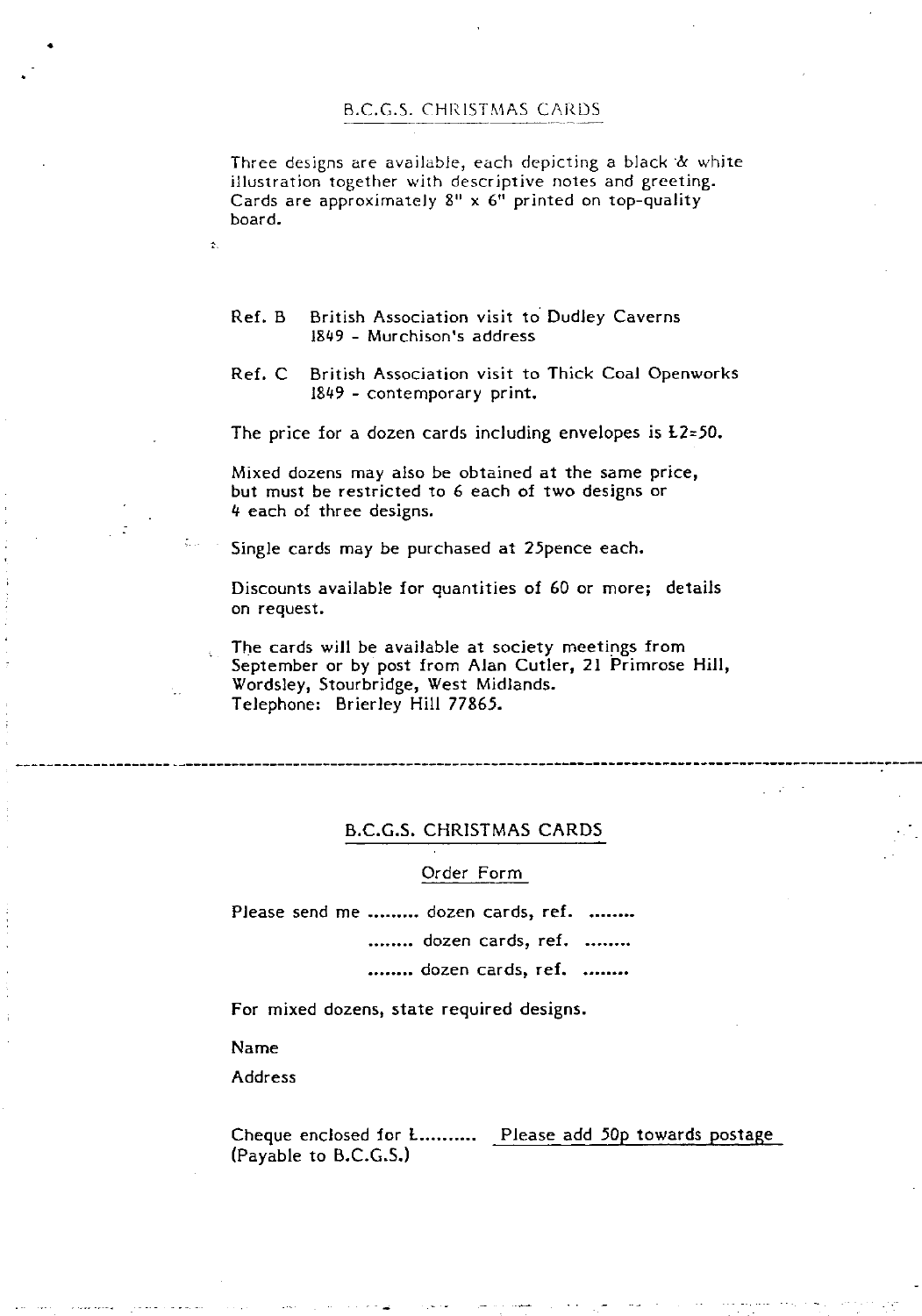## B.C.G.S. CHRISTMAS CARDS

Three designs are available, each depicting a black & white illustration together with descriptive notes and greeting. Cards are approximately 8" x 6" printed on top-quality board.

Ref. B  British Association visit to Dudley Caverns 1849 - Murchison's address

Ref. C  British Association visit to Thick Coal Openworks 1849 - contemporary print.

The price for a dozen cards including envelopes is £2=50.

Mixed dozens may also be obtained at the same price, but must be restricted to 6 each of two designs or 4 each of three designs.

Single cards may be purchased at 25pence each.

Discounts available for quantities of 60 or more; details on request.

The cards will be available at society meetings from September or by post from Alan Cutler, 21 Primrose Hill, Wordsley, Stourbridge, West Midlands.
Telephone: Brierley Hill 77865.

---

## B.C.G.S. CHRISTMAS CARDS

### Order Form

Please send me ......... dozen cards, ref. ........

........ dozen cards, ref. ........

........ dozen cards, ref. ........

For mixed dozens, state required designs.

Name

Address

Cheque enclosed for £.......... Please add 50p towards postage
(Payable to B.C.G.S.)